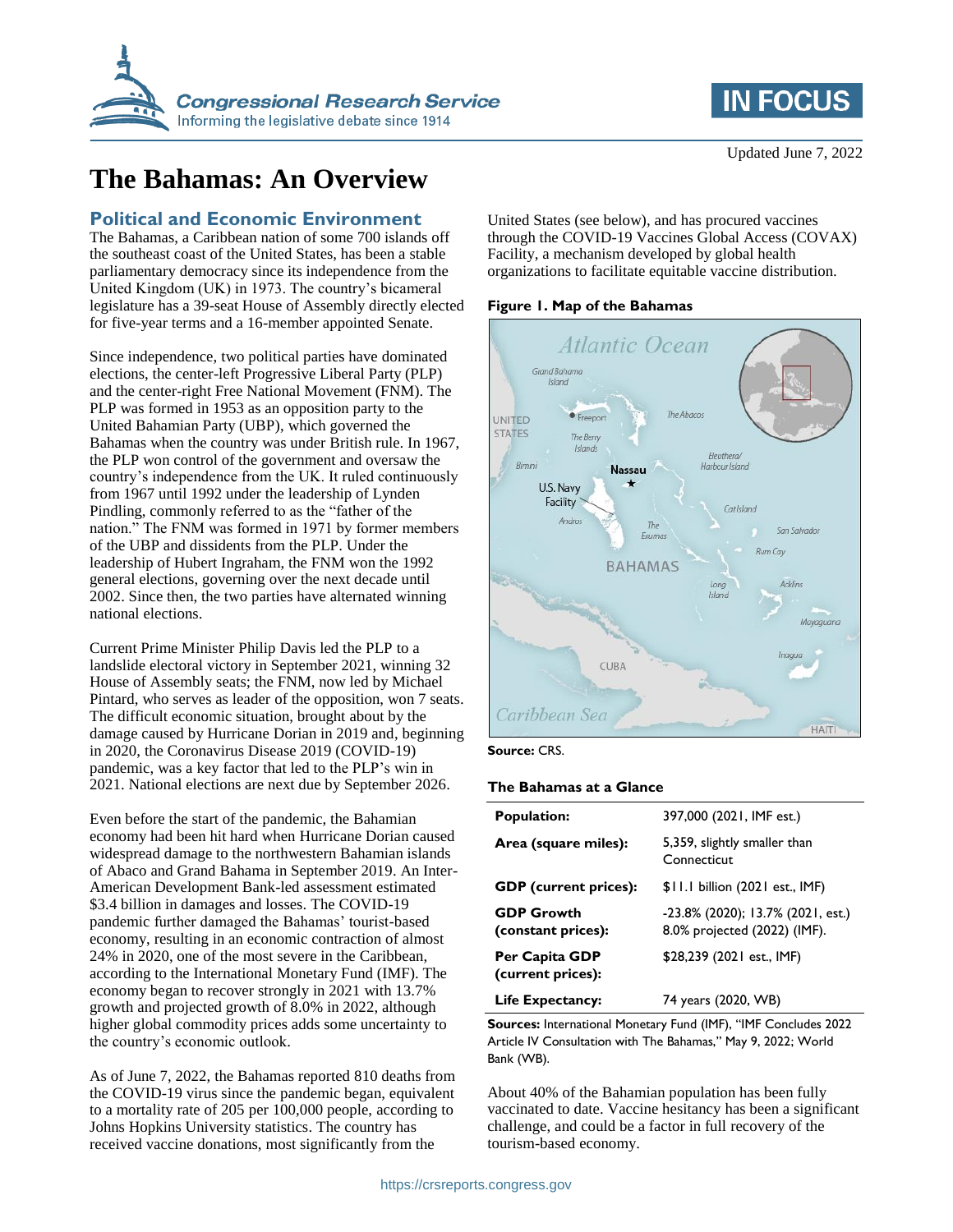Updated June 7, 2022

# The Bahamas: An Overview

## Political and Economic Environment

The Bahamas, a Caribbean nation of some 700 islands off the southeast coast of the United States, has been a stable parliamentary democracy since its independence from the United Kingdom (UK) in 1973. The country's bicameral legislature has a 39-seat House of Assembly directly elected for five-year terms and a 16-member appointed Senate.

Since independence, two political parties have dominated elections, the center-left Progressive Liberal Party (PLP) and the center-right Free National Movement (FNM). The PLP was formed in 1953 as an opposition party to the United Bahamian Party (UBP), which governed the Bahamas when the country was under British rule. In 1967, the PLP won control of the government and oversaw the country's independence from the UK. It ruled continuously from 1967 until 1992 under the leadership of Lynden Pindling, commonly referred to as the "father of the nation." The FNM was formed in 1971 by former members of the UBP and dissidents from the PLP. Under the leadership of Hubert Ingraham, the FNM won the 1992 general elections, governing over the next decade until 2002. Since then, the two parties have alternated winning national elections.

Current Prime Minister Philip Davis led the PLP to a landslide electoral victory in September 2021, winning 32 House of Assembly seats; the FNM, now led by Michael Pintard, who serves as leader of the opposition, won 7 seats. The difficult economic situation, brought about by the damage caused by Hurricane Dorian in 2019 and, beginning in 2020, the Coronavirus Disease 2019 (COVID-19) pandemic, was a key factor that led to the PLP's win in 2021. National elections are next due by September 2026.

Even before the start of the pandemic, the Bahamian economy had been hit hard when Hurricane Dorian caused widespread damage to the northwestern Bahamian islands of Abaco and Grand Bahama in September 2019. An Inter-American Development Bank-led assessment estimated $3.4 billion in damages and losses. The COVID-19 pandemic further damaged the Bahamas' tourist-based economy, resulting in an economic contraction of almost 24% in 2020, one of the most severe in the Caribbean, according to the International Monetary Fund (IMF). The economy began to recover strongly in 2021 with 13.7% growth and projected growth of 8.0% in 2022, although higher global commodity prices adds some uncertainty to the country's economic outlook.

As of June 7, 2022, the Bahamas reported 810 deaths from the COVID-19 virus since the pandemic began, equivalent to a mortality rate of 205 per 100,000 people, according to Johns Hopkins University statistics. The country has received vaccine donations, most significantly from the United States (see below), and has procured vaccines through the COVID-19 Vaccines Global Access (COVAX) Facility, a mechanism developed by global health organizations to facilitate equitable vaccine distribution.

**Figure 1. Map of the Bahamas**

**Source:** CRS.

**The Bahamas at a Glance**

| | |
|---|---|
| **Population:** | 397,000 (2021, IMF est.) |
| **Area (square miles):** | 5,359, slightly smaller than Connecticut |
| **GDP (current prices):** | $11.1 billion (2021 est., IMF) |
| **GDP Growth (constant prices):** | -23.8% (2020); 13.7% (2021, est.) 8.0% projected (2022) (IMF). |
| **Per Capita GDP (current prices):** | $28,239 (2021 est., IMF) |
| **Life Expectancy:** | 74 years (2020, WB) |

**Sources:** International Monetary Fund (IMF), "IMF Concludes 2022 Article IV Consultation with The Bahamas," May 9, 2022; World Bank (WB).

About 40% of the Bahamian population has been fully vaccinated to date. Vaccine hesitancy has been a significant challenge, and could be a factor in full recovery of the tourism-based economy.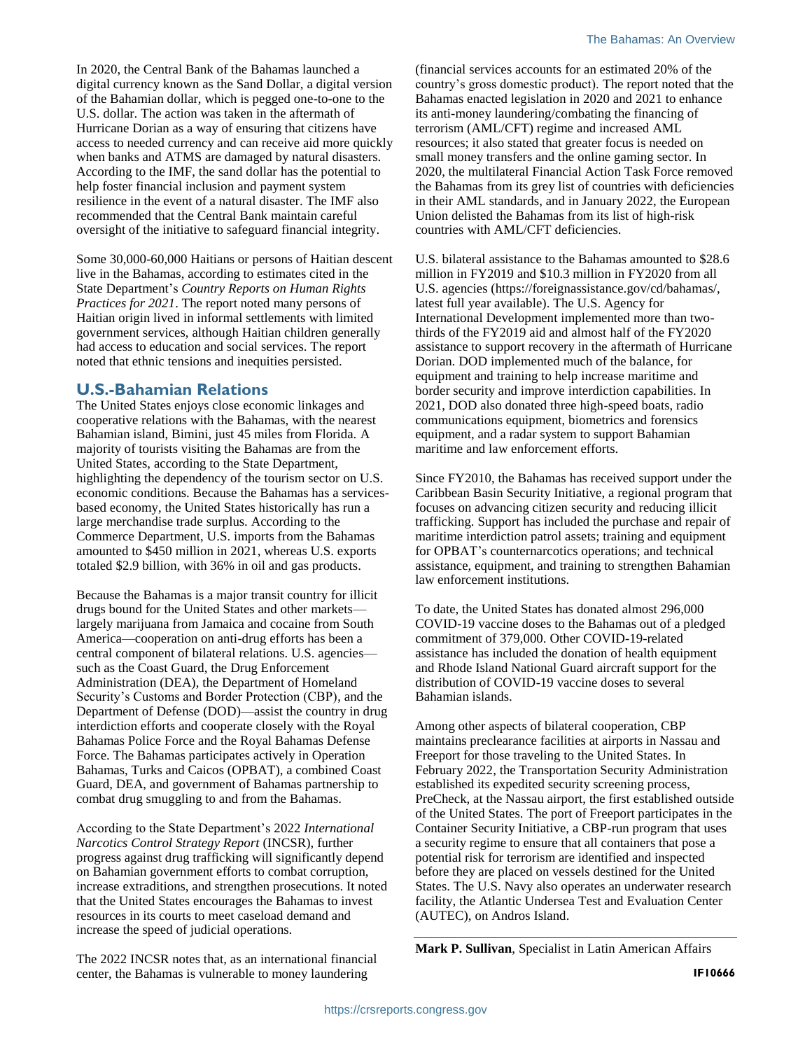In 2020, the Central Bank of the Bahamas launched a digital currency known as the Sand Dollar, a digital version of the Bahamian dollar, which is pegged one-to-one to the U.S. dollar. The action was taken in the aftermath of Hurricane Dorian as a way of ensuring that citizens have access to needed currency and can receive aid more quickly when banks and ATMS are damaged by natural disasters. According to the IMF, the sand dollar has the potential to help foster financial inclusion and payment system resilience in the event of a natural disaster. The IMF also recommended that the Central Bank maintain careful oversight of the initiative to safeguard financial integrity.

Some 30,000-60,000 Haitians or persons of Haitian descent live in the Bahamas, according to estimates cited in the State Department's *Country Reports on Human Rights Practices for 2021*. The report noted many persons of Haitian origin lived in informal settlements with limited government services, although Haitian children generally had access to education and social services. The report noted that ethnic tensions and inequities persisted.

## U.S.-Bahamian Relations

The United States enjoys close economic linkages and cooperative relations with the Bahamas, with the nearest Bahamian island, Bimini, just 45 miles from Florida. A majority of tourists visiting the Bahamas are from the United States, according to the State Department, highlighting the dependency of the tourism sector on U.S. economic conditions. Because the Bahamas has a services-based economy, the United States historically has run a large merchandise trade surplus. According to the Commerce Department, U.S. imports from the Bahamas amounted to $450 million in 2021, whereas U.S. exports totaled $2.9 billion, with 36% in oil and gas products.

Because the Bahamas is a major transit country for illicit drugs bound for the United States and other markets—largely marijuana from Jamaica and cocaine from South America—cooperation on anti-drug efforts has been a central component of bilateral relations. U.S. agencies—such as the Coast Guard, the Drug Enforcement Administration (DEA), the Department of Homeland Security's Customs and Border Protection (CBP), and the Department of Defense (DOD)—assist the country in drug interdiction efforts and cooperate closely with the Royal Bahamas Police Force and the Royal Bahamas Defense Force. The Bahamas participates actively in Operation Bahamas, Turks and Caicos (OPBAT), a combined Coast Guard, DEA, and government of Bahamas partnership to combat drug smuggling to and from the Bahamas.

According to the State Department's 2022 *International Narcotics Control Strategy Report* (INCSR), further progress against drug trafficking will significantly depend on Bahamian government efforts to combat corruption, increase extraditions, and strengthen prosecutions. It noted that the United States encourages the Bahamas to invest resources in its courts to meet caseload demand and increase the speed of judicial operations.

The 2022 INCSR notes that, as an international financial center, the Bahamas is vulnerable to money laundering (financial services accounts for an estimated 20% of the country's gross domestic product). The report noted that the Bahamas enacted legislation in 2020 and 2021 to enhance its anti-money laundering/combating the financing of terrorism (AML/CFT) regime and increased AML resources; it also stated that greater focus is needed on small money transfers and the online gaming sector. In 2020, the multilateral Financial Action Task Force removed the Bahamas from its grey list of countries with deficiencies in their AML standards, and in January 2022, the European Union delisted the Bahamas from its list of high-risk countries with AML/CFT deficiencies.

U.S. bilateral assistance to the Bahamas amounted to $28.6 million in FY2019 and $10.3 million in FY2020 from all U.S. agencies (https://foreignassistance.gov/cd/bahamas/, latest full year available). The U.S. Agency for International Development implemented more than two-thirds of the FY2019 aid and almost half of the FY2020 assistance to support recovery in the aftermath of Hurricane Dorian. DOD implemented much of the balance, for equipment and training to help increase maritime and border security and improve interdiction capabilities. In 2021, DOD also donated three high-speed boats, radio communications equipment, biometrics and forensics equipment, and a radar system to support Bahamian maritime and law enforcement efforts.

Since FY2010, the Bahamas has received support under the Caribbean Basin Security Initiative, a regional program that focuses on advancing citizen security and reducing illicit trafficking. Support has included the purchase and repair of maritime interdiction patrol assets; training and equipment for OPBAT's counternarcotics operations; and technical assistance, equipment, and training to strengthen Bahamian law enforcement institutions.

To date, the United States has donated almost 296,000 COVID-19 vaccine doses to the Bahamas out of a pledged commitment of 379,000. Other COVID-19-related assistance has included the donation of health equipment and Rhode Island National Guard aircraft support for the distribution of COVID-19 vaccine doses to several Bahamian islands.

Among other aspects of bilateral cooperation, CBP maintains preclearance facilities at airports in Nassau and Freeport for those traveling to the United States. In February 2022, the Transportation Security Administration established its expedited security screening process, PreCheck, at the Nassau airport, the first established outside of the United States. The port of Freeport participates in the Container Security Initiative, a CBP-run program that uses a security regime to ensure that all containers that pose a potential risk for terrorism are identified and inspected before they are placed on vessels destined for the United States. The U.S. Navy also operates an underwater research facility, the Atlantic Undersea Test and Evaluation Center (AUTEC), on Andros Island.

**Mark P. Sullivan**, Specialist in Latin American Affairs

IF10666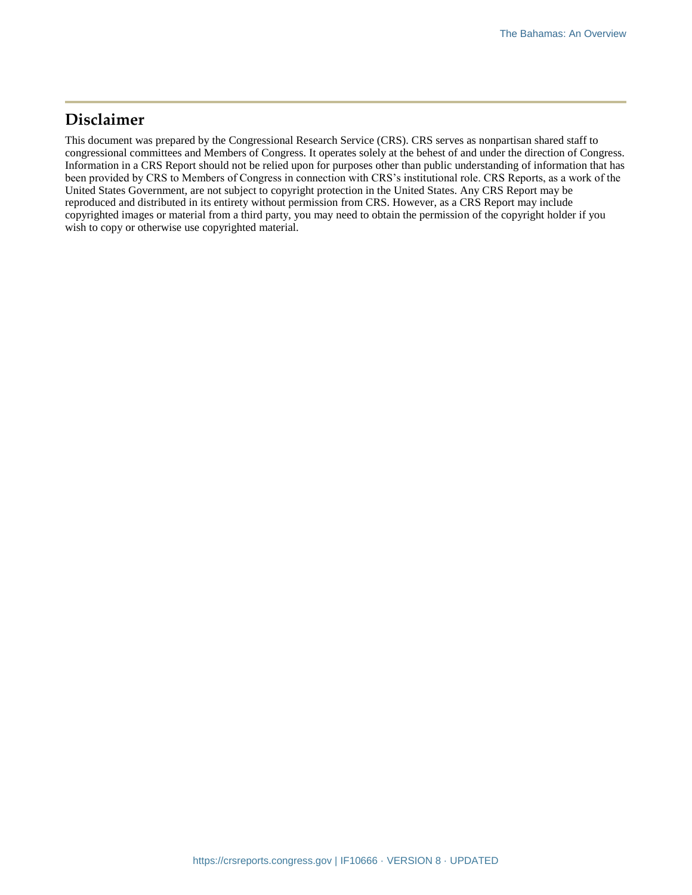## Disclaimer

This document was prepared by the Congressional Research Service (CRS). CRS serves as nonpartisan shared staff to congressional committees and Members of Congress. It operates solely at the behest of and under the direction of Congress. Information in a CRS Report should not be relied upon for purposes other than public understanding of information that has been provided by CRS to Members of Congress in connection with CRS's institutional role. CRS Reports, as a work of the United States Government, are not subject to copyright protection in the United States. Any CRS Report may be reproduced and distributed in its entirety without permission from CRS. However, as a CRS Report may include copyrighted images or material from a third party, you may need to obtain the permission of the copyright holder if you wish to copy or otherwise use copyrighted material.